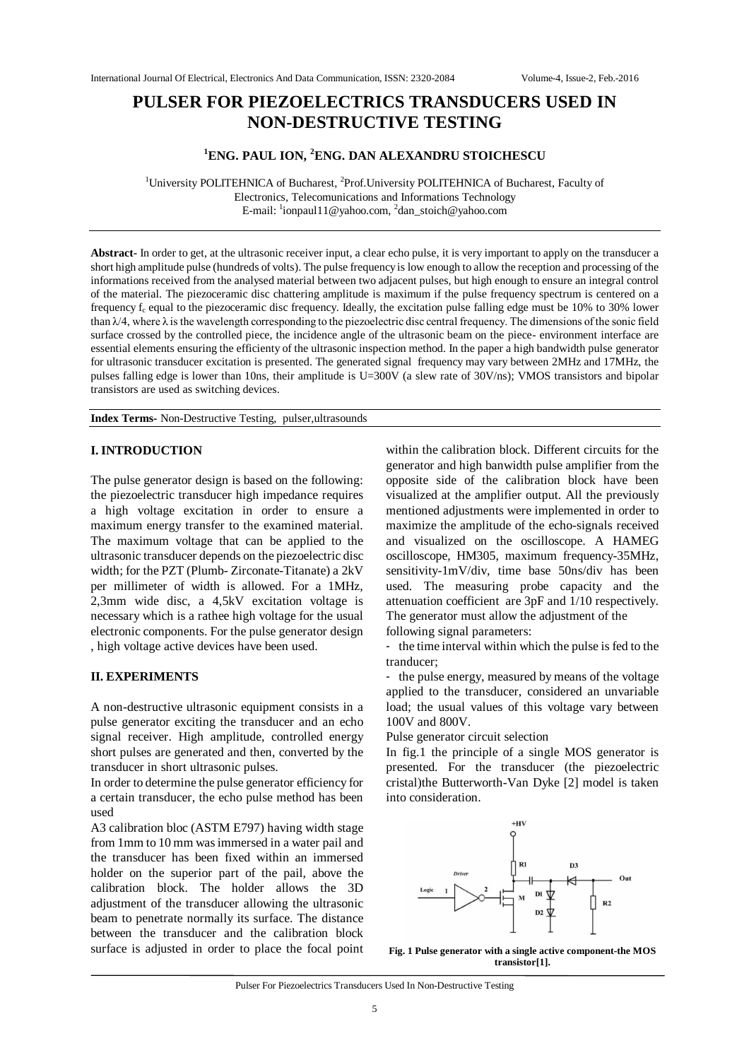# PULSER FOR PIEZOELECTRICS TRANSDUCERS USED IN NON-DESTRUCTIVE TESTING

**[1]ENG. PAUL ION, [2]ENG. DAN ALEXANDRU STOICHESCU**

[1]University POLITEHNICA of Bucharest, [2]Prof.University POLITEHNICA of Bucharest, Faculty of Electronics, Telecomunications and Informations Technology
E-mail: [1]ionpaul11@yahoo.com, [2]dan_stoich@yahoo.com

**Abstract-** In order to get, at the ultrasonic receiver input, a clear echo pulse, it is very important to apply on the transducer a short high amplitude pulse (hundreds of volts). The pulse frequency is low enough to allow the reception and processing of the informations received from the analysed material between two adjacent pulses, but high enough to ensure an integral control of the material. The piezoceramic disc chattering amplitude is maximum if the pulse frequency spectrum is centered on a frequency $f_c$ equal to the piezoceramic disc frequency. Ideally, the excitation pulse falling edge must be 10% to 30% lower than $\lambda/4$, where $\lambda$ is the wavelength corresponding to the piezoelectric disc central frequency. The dimensions of the sonic field surface crossed by the controlled piece, the incidence angle of the ultrasonic beam on the piece- environment interface are essential elements ensuring the efficienty of the ultrasonic inspection method. In the paper a high bandwidth pulse generator for ultrasonic transducer excitation is presented. The generated signal frequency may vary between 2MHz and 17MHz, the pulses falling edge is lower than 10ns, their amplitude is U=300V (a slew rate of 30V/ns); VMOS transistors and bipolar transistors are used as switching devices.

**Index Terms-** Non-Destructive Testing, pulser,ultrasounds

## I. INTRODUCTION

The pulse generator design is based on the following: the piezoelectric transducer high impedance requires a high voltage excitation in order to ensure a maximum energy transfer to the examined material. The maximum voltage that can be applied to the ultrasonic transducer depends on the piezoelectric disc width; for the PZT (Plumb- Zirconate-Titanate) a 2kV per millimeter of width is allowed. For a 1MHz, 2,3mm wide disc, a 4,5kV excitation voltage is necessary which is a rathee high voltage for the usual electronic components. For the pulse generator design , high voltage active devices have been used.

## II. EXPERIMENTS

A non-destructive ultrasonic equipment consists in a pulse generator exciting the transducer and an echo signal receiver. High amplitude, controlled energy short pulses are generated and then, converted by the transducer in short ultrasonic pulses.

In order to determine the pulse generator efficiency for a certain transducer, the echo pulse method has been used

A3 calibration bloc (ASTM E797) having width stage from 1mm to 10 mm was immersed in a water pail and the transducer has been fixed within an immersed holder on the superior part of the pail, above the calibration block. The holder allows the 3D adjustment of the transducer allowing the ultrasonic beam to penetrate normally its surface. The distance between the transducer and the calibration block surface is adjusted in order to place the focal point within the calibration block. Different circuits for the generator and high banwidth pulse amplifier from the opposite side of the calibration block have been visualized at the amplifier output. All the previously mentioned adjustments were implemented in order to maximize the amplitude of the echo-signals received and visualized on the oscilloscope. A HAMEG oscilloscope, HM305, maximum frequency-35MHz, sensitivity-1mV/div, time base 50ns/div has been used. The measuring probe capacity and the attenuation coefficient are 3pF and 1/10 respectively. The generator must allow the adjustment of the following signal parameters:

- the time interval within which the pulse is fed to the tranducer;
- the pulse energy, measured by means of the voltage applied to the transducer, considered an unvariable load; the usual values of this voltage vary between 100V and 800V.

Pulse generator circuit selection

In fig.1 the principle of a single MOS generator is presented. For the transducer (the piezoelectric cristal)the Butterworth-Van Dyke [2] model is taken into consideration.

**Fig. 1 Pulse generator with a single active component-the MOS transistor[1].**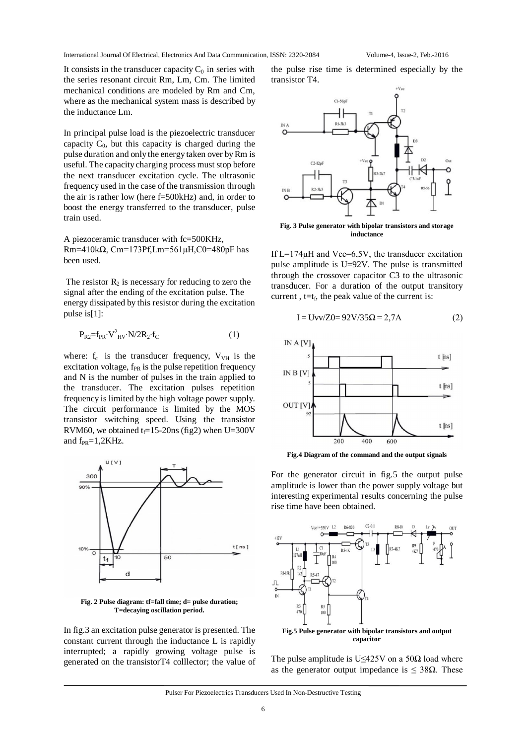It consists in the transducer capacity $C_0$ in series with the series resonant circuit Rm, Lm, Cm. The limited mechanical conditions are modeled by Rm and Cm, where as the mechanical system mass is described by the inductance Lm.

In principal pulse load is the piezoelectric transducer capacity $C_0$, but this capacity is charged during the pulse duration and only the energy taken over by Rm is useful. The capacity charging process must stop before the next transducer excitation cycle. The ultrasonic frequency used in the case of the transmission through the air is rather low (here f=500kHz) and, in order to boost the energy transferred to the transducer, pulse train used.

A piezoceramic transducer with fc=500KHz, Rm=410kΩ, Cm=173Pf,Lm=561μH,C0=480pF has been used.

The resistor $R_2$ is necessary for reducing to zero the signal after the ending of the excitation pulse. The energy dissipated by this resistor during the excitation pulse is[1]:

$$P_{R2}=f_{PR}\cdot V^2_{HV}\cdot N/2R_2\cdot f_C \quad (1)$$

where: $f_c$ is the transducer frequency, $V_{VH}$ is the excitation voltage, $f_{PR}$ is the pulse repetition frequency and N is the number of pulses in the train applied to the transducer. The excitation pulses repetition frequency is limited by the high voltage power supply. The circuit performance is limited by the MOS transistor switching speed. Using the transistor RVM60, we obtained $t_f$=15-20ns (fig2) when U=300V and $f_{PR}$=1,2KHz.

Fig. 2 Pulse diagram: tf=fall time; d= pulse duration; T=decaying oscillation period.

In fig.3 an excitation pulse generator is presented. The constant current through the inductance L is rapidly interrupted; a rapidly growing voltage pulse is generated on the transistorT4 colllector; the value of the pulse rise time is determined especially by the transistor T4.

Fig. 3 Pulse generator with bipolar transistors and storage inductance

If L=174μH and Vcc=6,5V, the transducer excitation pulse amplitude is U=92V. The pulse is transmitted through the crossover capacitor C3 to the ultrasonic transducer. For a duration of the output transitory current , $t=t_f$, the peak value of the current is:

$$I = Uvv/Z0= 92V/35\Omega = 2,7A \quad (2)$$

Fig.4 Diagram of the command and the output signals

For the generator circuit in fig.5 the output pulse amplitude is lower than the power supply voltage but interesting experimental results concerning the pulse rise time have been obtained.

Fig.5 Pulse generator with bipolar transistors and output capacitor

The pulse amplitude is U≤425V on a 50Ω load where as the generator output impedance is ≤ 38Ω. These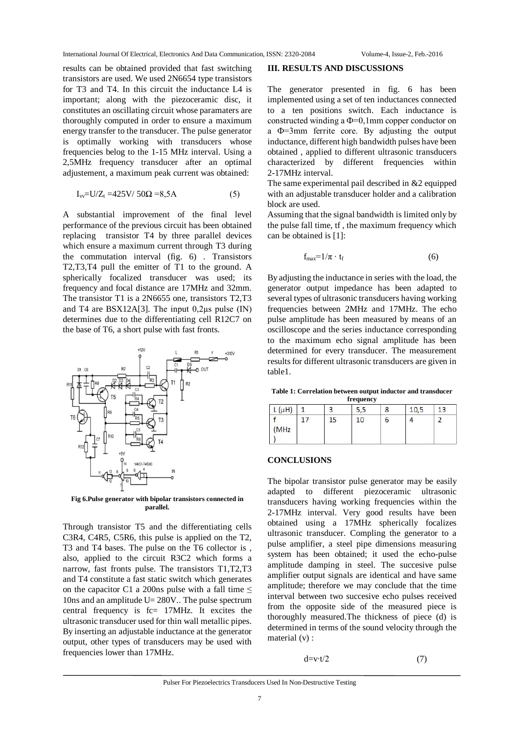results can be obtained provided that fast switching transistors are used. We used 2N6654 type transistors for T3 and T4. In this circuit the inductance L4 is important; along with the piezoceramic disc, it constitutes an oscillating circuit whose paramaters are thoroughly computed in order to ensure a maximum energy transfer to the transducer. The pulse generator is optimally working with transducers whose frequencies belog to the 1-15 MHz interval. Using a 2,5MHz frequency transducer after an optimal adjustement, a maximum peak current was obtained:

$$I_{vv}=U/Z_t=425V/\ 50\Omega=8{,}5A \qquad (5)$$

A substantial improvement of the final level performance of the previous circuit has been obtained replacing transistor T4 by three parallel devices which ensure a maximum current through T3 during the commutation interval (fig. 6) . Transistors T2,T3,T4 pull the emitter of T1 to the ground. A spherically focalized transducer was used; its frequency and focal distance are 17MHz and 32mm. The transistor T1 is a 2N6655 one, transistors T2,T3 and T4 are BSX12A[3]. The input 0,2μs pulse (IN) determines due to the differentiating cell R12C7 on the base of T6, a short pulse with fast fronts.

**Fig 6.Pulse generator with bipolar transistors connected in parallel.**

Through transistor T5 and the differentiating cells C3R4, C4R5, C5R6, this pulse is applied on the T2, T3 and T4 bases. The pulse on the T6 collector is , also, applied to the circuit R3C2 which forms a narrow, fast fronts pulse. The transistors T1,T2,T3 and T4 constitute a fast static switch which generates on the capacitor C1 a 200ns pulse with a fall time ≤ 10ns and an amplitude U= 280V.. The pulse spectrum central frequency is fc= 17MHz. It excites the ultrasonic transducer used for thin wall metallic pipes. By inserting an adjustable inductance at the generator output, other types of transducers may be used with frequencies lower than 17MHz.

## III. RESULTS AND DISCUSSIONS

The generator presented in fig. 6 has been implemented using a set of ten inductances connected to a ten positions switch. Each inductance is constructed winding a Φ=0,1mm copper conductor on a Φ=3mm ferrite core. By adjusting the output inductance, different high bandwidth pulses have been obtained , applied to different ultrasonic transducers characterized by different frequencies within 2-17MHz interval.

The same experimental pail described in &2 equipped with an adjustable transducer holder and a calibration block are used.

Assuming that the signal bandwidth is limited only by the pulse fall time, tf , the maximum frequency which can be obtained is [1]:

$$f_{max}=1/\pi \cdot t_f \qquad (6)$$

By adjusting the inductance in series with the load, the generator output impedance has been adapted to several types of ultrasonic transducers having working frequencies between 2MHz and 17MHz. The echo pulse amplitude has been measured by means of an oscilloscope and the series inductance corresponding to the maximum echo signal amplitude has been determined for every transducer. The measurement results for different ultrasonic transducers are given in table1.

**Table 1: Correlation between output inductor and transducer frequency**

| L (μH) | 1 | 3 | 5,5 | 8 | 10,5 | 13 |
|---|---|---|---|---|---|---|
| f (MHz) | 17 | 15 | 10 | 6 | 4 | 2 |

## CONCLUSIONS

The bipolar transistor pulse generator may be easily adapted to different piezoceramic ultrasonic transducers having working frequencies within the 2-17MHz interval. Very good results have been obtained using a 17MHz spherically focalizes ultrasonic transducer. Compling the generator to a pulse amplifier, a steel pipe dimensions measuring system has been obtained; it used the echo-pulse amplitude damping in steel. The succesive pulse amplifier output signals are identical and have same amplitude; therefore we may conclude that the time interval between two succesive echo pulses received from the opposite side of the measured piece is thoroughly measured.The thickness of piece (d) is determined in terms of the sound velocity through the material (v) :

$$d=v\cdot t/2 \qquad (7)$$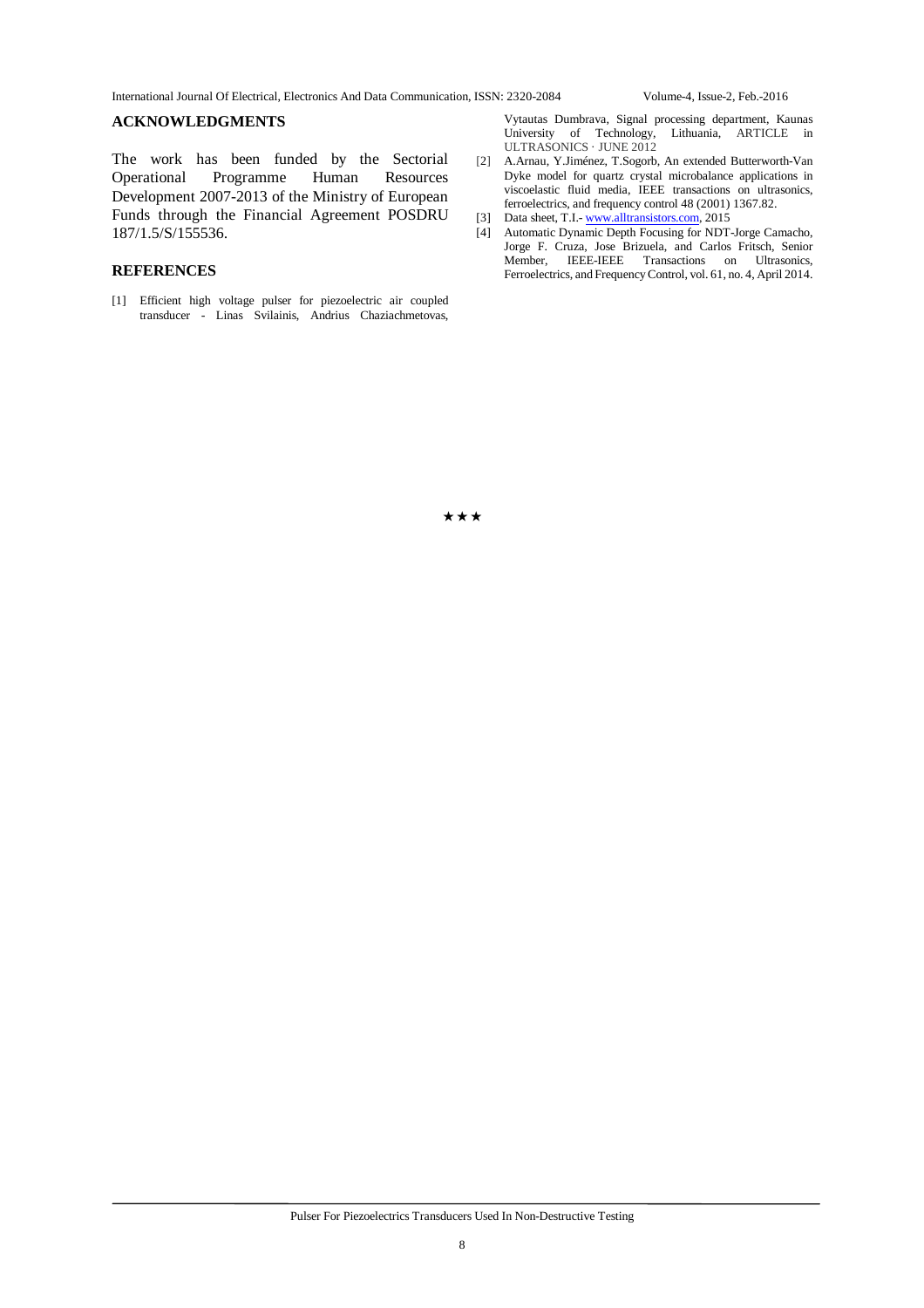## ACKNOWLEDGMENTS

The work has been funded by the Sectorial Operational Programme Human Resources Development 2007-2013 of the Ministry of European Funds through the Financial Agreement POSDRU 187/1.5/S/155536.

## REFERENCES

[1] Efficient high voltage pulser for piezoelectric air coupled transducer - Linas Svilainis, Andrius Chaziachmetovas, Vytautas Dumbrava, Signal processing department, Kaunas University of Technology, Lithuania, ARTICLE in ULTRASONICS · JUNE 2012

[2] A.Arnau, Y.Jiménez, T.Sogorb, An extended Butterworth-Van Dyke model for quartz crystal microbalance applications in viscoelastic fluid media, IEEE transactions on ultrasonics, ferroelectrics, and frequency control 48 (2001) 1367.82.

[3] Data sheet, T.I.- www.alltransistors.com, 2015

[4] Automatic Dynamic Depth Focusing for NDT-Jorge Camacho, Jorge F. Cruza, Jose Brizuela, and Carlos Fritsch, Senior Member, IEEE-IEEE Transactions on Ultrasonics, Ferroelectrics, and Frequency Control, vol. 61, no. 4, April 2014.

★★★